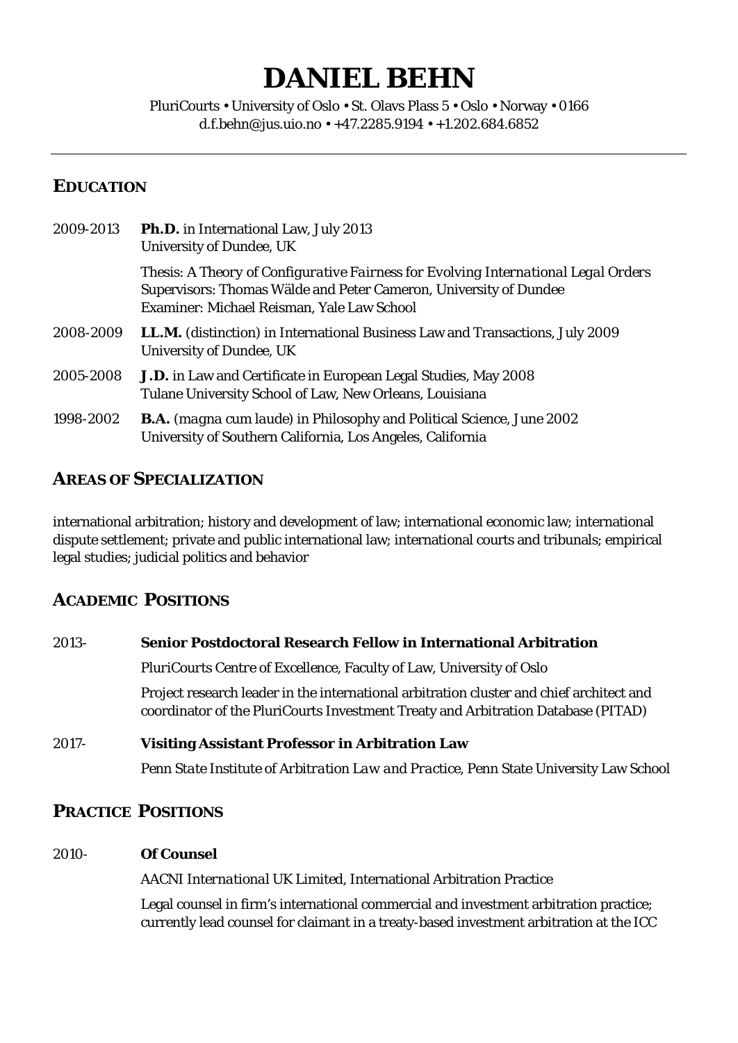# DANIEL BEHN

PluriCourts • University of Oslo • St. Olavs Plass 5 • Oslo • Norway • 0166
d.f.behn@jus.uio.no • +47.2285.9194 • +1.202.684.6852

---

## EDUCATION

2009-2013 **Ph.D.** in International Law, July 2013
University of Dundee, UK

Thesis: A Theory of *Configurative Fairness for Evolving International Legal Orders*
Supervisors: Thomas Wälde and Peter Cameron, University of Dundee
Examiner: Michael Reisman, Yale Law School

2008-2009 **LL.M.** (distinction) in International Business Law and Transactions, July 2009
University of Dundee, UK

2005-2008 **J.D.** in Law and Certificate in European Legal Studies, May 2008
Tulane University School of Law, New Orleans, Louisiana

1998-2002 **B.A.** (*magna cum laude*) in Philosophy and Political Science, June 2002
University of Southern California, Los Angeles, California

## AREAS OF SPECIALIZATION

international arbitration; history and development of law; international economic law; international dispute settlement; private and public international law; international courts and tribunals; empirical legal studies; judicial politics and behavior

## ACADEMIC POSITIONS

2013- **Senior Postdoctoral Research Fellow in International Arbitration**

*PluriCourts Centre of Excellence*, Faculty of Law, University of Oslo

Project research leader in the international arbitration cluster and chief architect and coordinator of the PluriCourts Investment Treaty and Arbitration Database (PITAD)

2017- **Visiting Assistant Professor in Arbitration Law**

*Penn State Institute of Arbitration Law and Practice*, Penn State University Law School

## PRACTICE POSITIONS

2010- **Of Counsel**

*AACNI International UK Limited*, International Arbitration Practice

Legal counsel in firm's international commercial and investment arbitration practice; currently lead counsel for claimant in a treaty-based investment arbitration at the ICC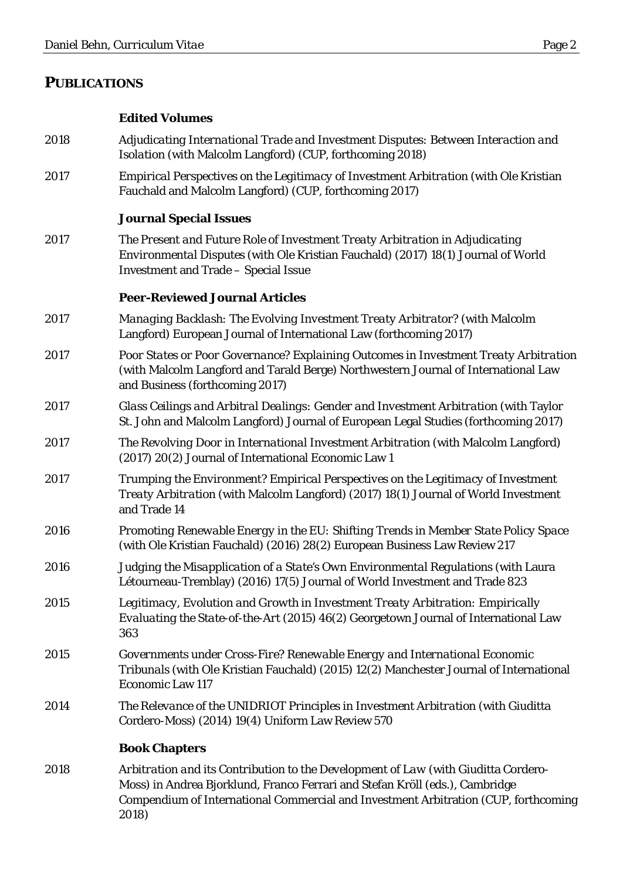## PUBLICATIONS

### Edited Volumes

2018 — *Adjudicating International Trade and Investment Disputes: Between Interaction and Isolation* (with Malcolm Langford) (CUP, forthcoming 2018)

2017 — *Empirical Perspectives on the Legitimacy of Investment Arbitration* (with Ole Kristian Fauchald and Malcolm Langford) (CUP, forthcoming 2017)

### Journal Special Issues

2017 — *The Present and Future Role of Investment Treaty Arbitration in Adjudicating Environmental Disputes* (with Ole Kristian Fauchald) (2017) 18(1) Journal of World Investment and Trade – Special Issue

### Peer-Reviewed Journal Articles

2017 — *Managing Backlash: The Evolving Investment Treaty Arbitrator?* (with Malcolm Langford) European Journal of International Law (forthcoming 2017)

2017 — *Poor States or Poor Governance? Explaining Outcomes in Investment Treaty Arbitration* (with Malcolm Langford and Tarald Berge) Northwestern Journal of International Law and Business (forthcoming 2017)

2017 — *Glass Ceilings and Arbitral Dealings: Gender and Investment Arbitration* (with Taylor St. John and Malcolm Langford) Journal of European Legal Studies (forthcoming 2017)

2017 — *The Revolving Door in International Investment Arbitration* (with Malcolm Langford) (2017) 20(2) Journal of International Economic Law 1

2017 — *Trumping the Environment? Empirical Perspectives on the Legitimacy of Investment Treaty Arbitration* (with Malcolm Langford) (2017) 18(1) Journal of World Investment and Trade 14

2016 — *Promoting Renewable Energy in the EU: Shifting Trends in Member State Policy Space* (with Ole Kristian Fauchald) (2016) 28(2) European Business Law Review 217

2016 — *Judging the Misapplication of a State's Own Environmental Regulations* (with Laura Létourneau-Tremblay) (2016) 17(5) Journal of World Investment and Trade 823

2015 — *Legitimacy, Evolution and Growth in Investment Treaty Arbitration: Empirically Evaluating the State-of-the-Art* (2015) 46(2) Georgetown Journal of International Law 363

2015 — *Governments under Cross-Fire? Renewable Energy and International Economic Tribunals* (with Ole Kristian Fauchald) (2015) 12(2) Manchester Journal of International Economic Law 117

2014 — *The Relevance of the UNIDRIOT Principles in Investment Arbitration* (with Giuditta Cordero-Moss) (2014) 19(4) Uniform Law Review 570

### Book Chapters

2018 — *Arbitration and its Contribution to the Development of Law* (with Giuditta Cordero-Moss) in Andrea Bjorklund, Franco Ferrari and Stefan Kröll (eds.), Cambridge Compendium of International Commercial and Investment Arbitration (CUP, forthcoming 2018)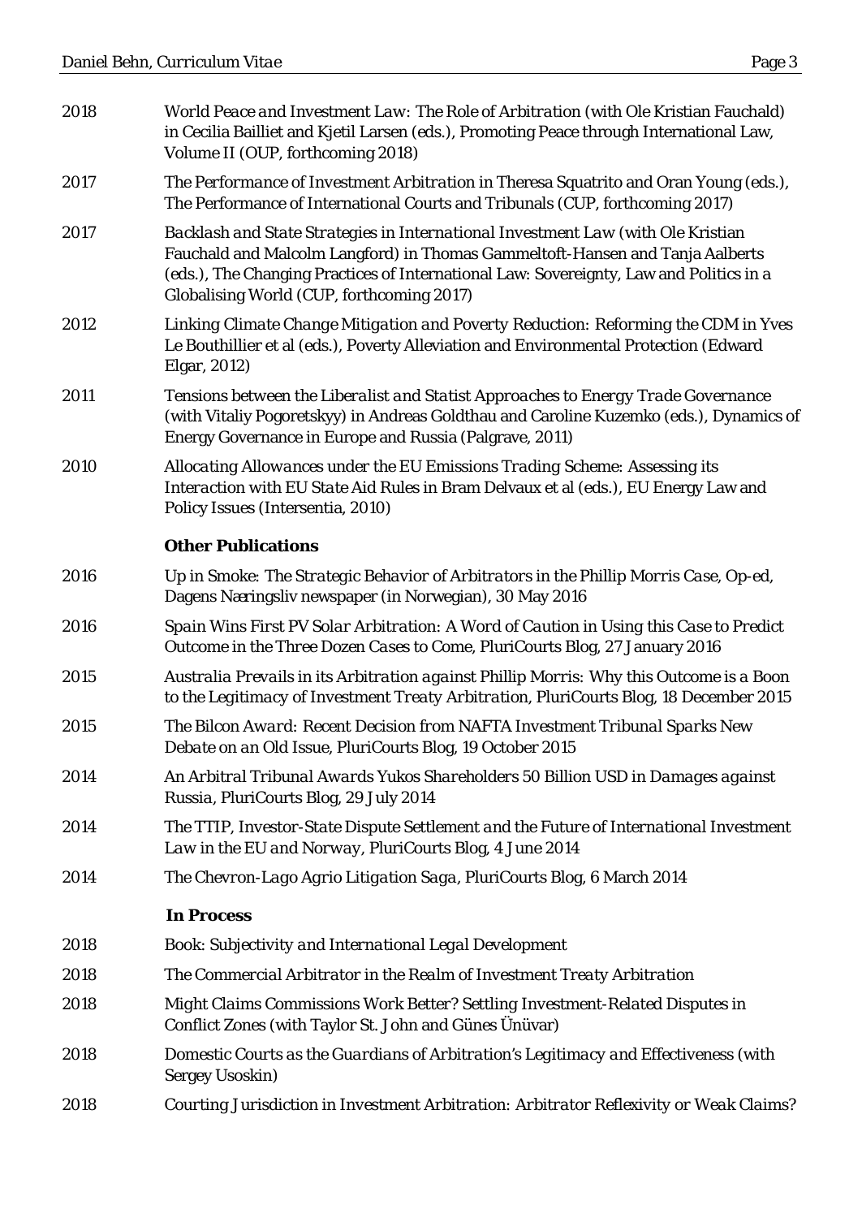2018 *World Peace and Investment Law: The Role of Arbitration* (with Ole Kristian Fauchald) in Cecilia Bailliet and Kjetil Larsen (eds.), Promoting Peace through International Law, Volume II (OUP, forthcoming 2018)

2017 *The Performance of Investment Arbitration* in Theresa Squatrito and Oran Young (eds.), The Performance of International Courts and Tribunals (CUP, forthcoming 2017)

2017 *Backlash and State Strategies in International Investment Law* (with Ole Kristian Fauchald and Malcolm Langford) in Thomas Gammeltoft-Hansen and Tanja Aalberts (eds.), The Changing Practices of International Law: Sovereignty, Law and Politics in a Globalising World (CUP, forthcoming 2017)

2012 *Linking Climate Change Mitigation and Poverty Reduction: Reforming the CDM* in Yves Le Bouthillier et al (eds.), Poverty Alleviation and Environmental Protection (Edward Elgar, 2012)

2011 *Tensions between the Liberalist and Statist Approaches to Energy Trade Governance* (with Vitaliy Pogoretskyy) in Andreas Goldthau and Caroline Kuzemko (eds.), Dynamics of Energy Governance in Europe and Russia (Palgrave, 2011)

2010 *Allocating Allowances under the EU Emissions Trading Scheme: Assessing its Interaction with EU State Aid Rules* in Bram Delvaux et al (eds.), EU Energy Law and Policy Issues (Intersentia, 2010)

**Other Publications**

2016 *Up in Smoke: The Strategic Behavior of Arbitrators in the Phillip Morris Case*, Op-ed, Dagens Næringsliv newspaper (in Norwegian), 30 May 2016

2016 *Spain Wins First PV Solar Arbitration: A Word of Caution in Using this Case to Predict Outcome in the Three Dozen Cases to Come*, PluriCourts Blog, 27 January 2016

2015 *Australia Prevails in its Arbitration against Phillip Morris: Why this Outcome is a Boon to the Legitimacy of Investment Treaty Arbitration*, PluriCourts Blog, 18 December 2015

2015 *The Bilcon Award: Recent Decision from NAFTA Investment Tribunal Sparks New Debate on an Old Issue*, PluriCourts Blog, 19 October 2015

2014 *An Arbitral Tribunal Awards Yukos Shareholders 50 Billion USD in Damages against Russia*, PluriCourts Blog, 29 July 2014

2014 *The TTIP, Investor-State Dispute Settlement and the Future of International Investment Law in the EU and Norway*, PluriCourts Blog, 4 June 2014

2014 *The Chevron-Lago Agrio Litigation Saga*, PluriCourts Blog, 6 March 2014

**In Process**

2018 *Book: Subjectivity and International Legal Development*

2018 *The Commercial Arbitrator in the Realm of Investment Treaty Arbitration*

2018 *Might Claims Commissions Work Better? Settling Investment-Related Disputes in Conflict Zones* (with Taylor St. John and Günes Ünüvar)

2018 *Domestic Courts as the Guardians of Arbitration's Legitimacy and Effectiveness* (with Sergey Usoskin)

2018 *Courting Jurisdiction in Investment Arbitration: Arbitrator Reflexivity or Weak Claims?*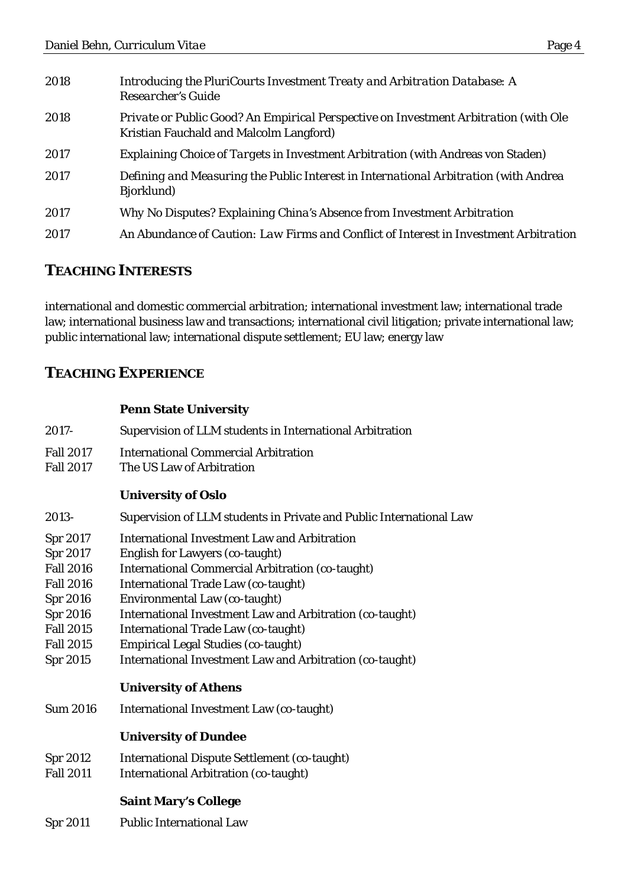2018 *Introducing the PluriCourts Investment Treaty and Arbitration Database: A Researcher's Guide*

2018 *Private or Public Good? An Empirical Perspective on Investment Arbitration* (with Ole Kristian Fauchald and Malcolm Langford)

2017 *Explaining Choice of Targets in Investment Arbitration* (with Andreas von Staden)

2017 *Defining and Measuring the Public Interest in International Arbitration* (with Andrea Bjorklund)

2017 *Why No Disputes? Explaining China's Absence from Investment Arbitration*

2017 *An Abundance of Caution: Law Firms and Conflict of Interest in Investment Arbitration*

## TEACHING INTERESTS

international and domestic commercial arbitration; international investment law; international trade law; international business law and transactions; international civil litigation; private international law; public international law; international dispute settlement; EU law; energy law

## TEACHING EXPERIENCE

**Penn State University**

2017- Supervision of LLM students in International Arbitration

Fall 2017 International Commercial Arbitration
Fall 2017 The US Law of Arbitration

**University of Oslo**

2013- Supervision of LLM students in Private and Public International Law

Spr 2017 International Investment Law and Arbitration
Spr 2017 English for Lawyers (co-taught)
Fall 2016 International Commercial Arbitration (co-taught)
Fall 2016 International Trade Law (co-taught)
Spr 2016 Environmental Law (co-taught)
Spr 2016 International Investment Law and Arbitration (co-taught)
Fall 2015 International Trade Law (co-taught)
Fall 2015 Empirical Legal Studies (co-taught)
Spr 2015 International Investment Law and Arbitration (co-taught)

**University of Athens**

Sum 2016 International Investment Law (co-taught)

**University of Dundee**

Spr 2012 International Dispute Settlement (co-taught)
Fall 2011 International Arbitration (co-taught)

**Saint Mary's College**

Spr 2011 Public International Law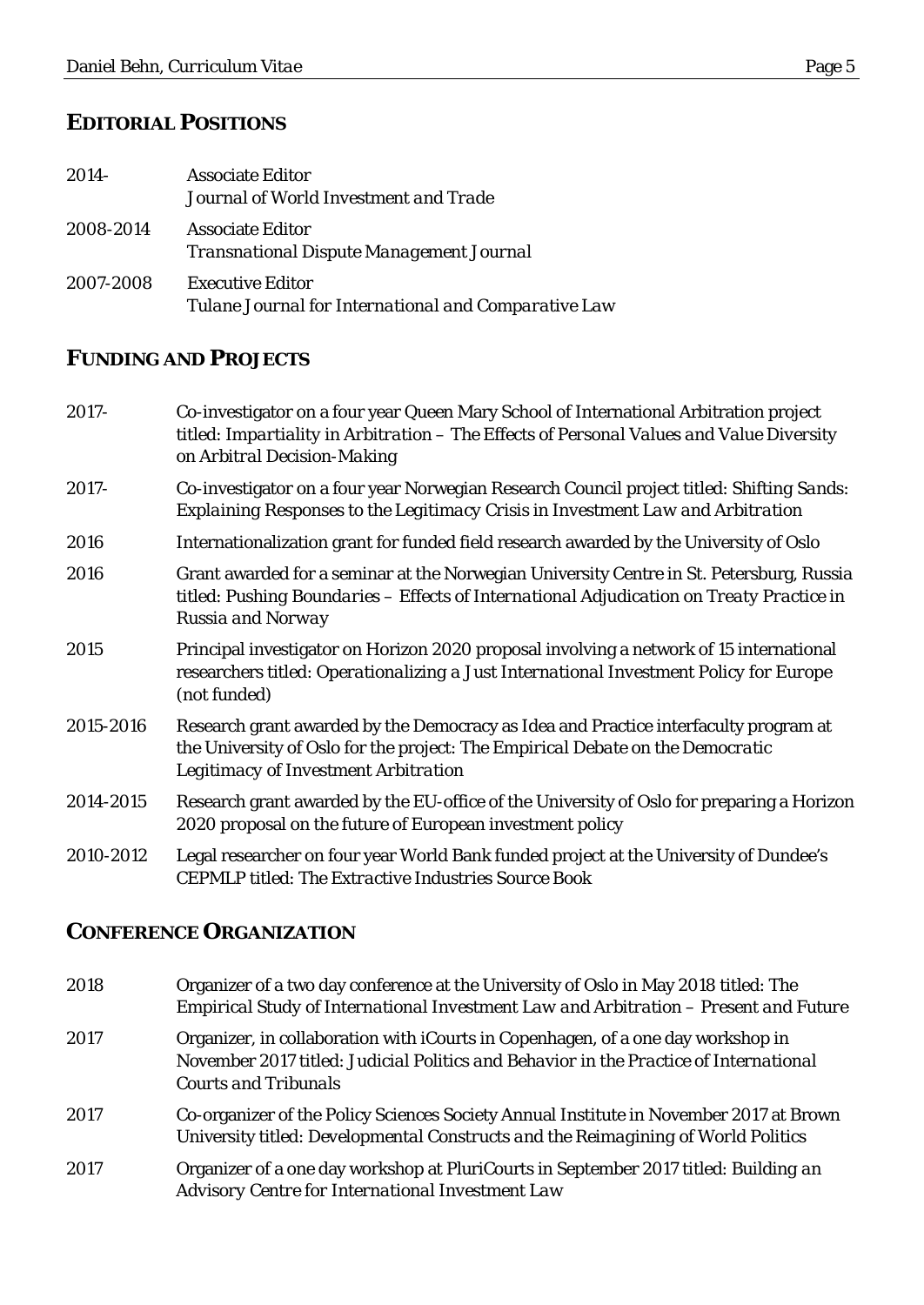## EDITORIAL POSITIONS

2014- Associate Editor
*Journal of World Investment and Trade*

2008-2014 Associate Editor
*Transnational Dispute Management Journal*

2007-2008 Executive Editor
*Tulane Journal for International and Comparative Law*

## FUNDING AND PROJECTS

2017- Co-investigator on a four year Queen Mary School of International Arbitration project titled: *Impartiality in Arbitration – The Effects of Personal Values and Value Diversity on Arbitral Decision-Making*

2017- Co-investigator on a four year Norwegian Research Council project titled: *Shifting Sands: Explaining Responses to the Legitimacy Crisis in Investment Law and Arbitration*

2016 Internationalization grant for funded field research awarded by the University of Oslo

2016 Grant awarded for a seminar at the Norwegian University Centre in St. Petersburg, Russia titled: *Pushing Boundaries – Effects of International Adjudication on Treaty Practice in Russia and Norway*

2015 Principal investigator on Horizon 2020 proposal involving a network of 15 international researchers titled: *Operationalizing a Just International Investment Policy for Europe* (not funded)

2015-2016 Research grant awarded by the Democracy as Idea and Practice interfaculty program at the University of Oslo for the project: *The Empirical Debate on the Democratic Legitimacy of Investment Arbitration*

2014-2015 Research grant awarded by the EU-office of the University of Oslo for preparing a Horizon 2020 proposal on the future of European investment policy

2010-2012 Legal researcher on four year World Bank funded project at the University of Dundee's CEPMLP titled: *The Extractive Industries Source Book*

## CONFERENCE ORGANIZATION

2018 Organizer of a two day conference at the University of Oslo in May 2018 titled: *The Empirical Study of International Investment Law and Arbitration – Present and Future*

2017 Organizer, in collaboration with iCourts in Copenhagen, of a one day workshop in November 2017 titled: *Judicial Politics and Behavior in the Practice of International Courts and Tribunals*

2017 Co-organizer of the Policy Sciences Society Annual Institute in November 2017 at Brown University titled: *Developmental Constructs and the Reimagining of World Politics*

2017 Organizer of a one day workshop at PluriCourts in September 2017 titled: *Building an Advisory Centre for International Investment Law*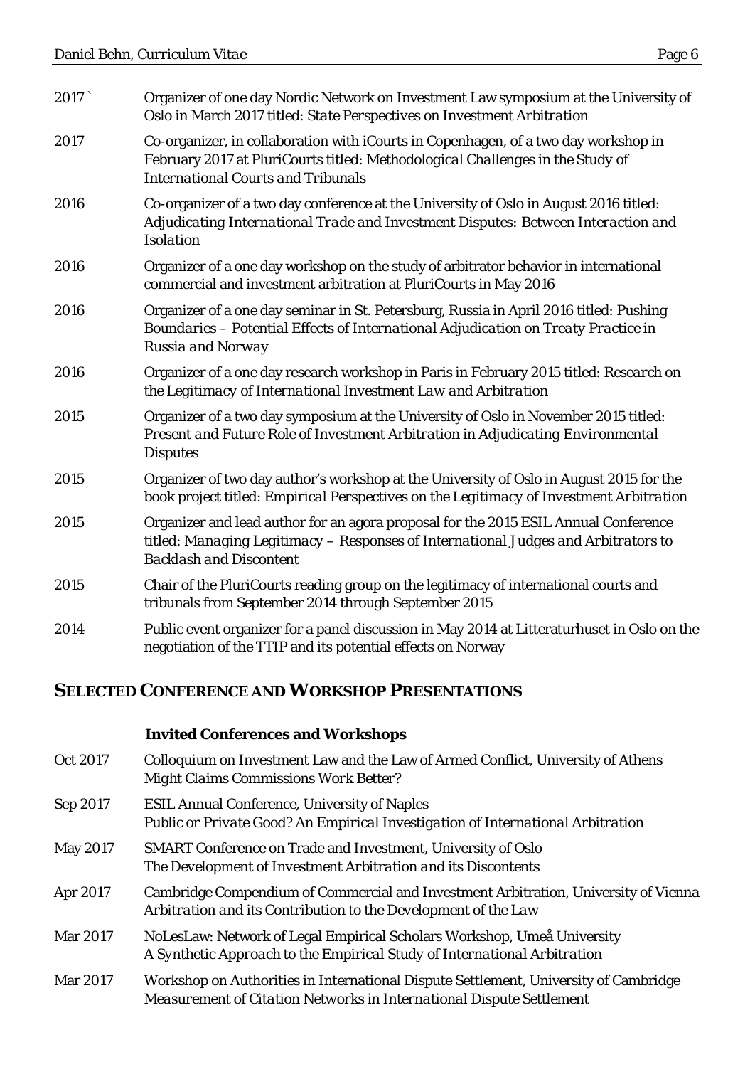| | |
|---|---|
| 2017 ` | Organizer of one day Nordic Network on Investment Law symposium at the University of Oslo in March 2017 titled: *State Perspectives on Investment Arbitration* |
| 2017 | Co-organizer, in collaboration with iCourts in Copenhagen, of a two day workshop in February 2017 at PluriCourts titled: *Methodological Challenges in the Study of International Courts and Tribunals* |
| 2016 | Co-organizer of a two day conference at the University of Oslo in August 2016 titled: *Adjudicating International Trade and Investment Disputes: Between Interaction and Isolation* |
| 2016 | Organizer of a one day workshop on the study of arbitrator behavior in international commercial and investment arbitration at PluriCourts in May 2016 |
| 2016 | Organizer of a one day seminar in St. Petersburg, Russia in April 2016 titled: *Pushing Boundaries – Potential Effects of International Adjudication on Treaty Practice in Russia and Norway* |
| 2016 | Organizer of a one day research workshop in Paris in February 2015 titled: *Research on the Legitimacy of International Investment Law and Arbitration* |
| 2015 | Organizer of a two day symposium at the University of Oslo in November 2015 titled: *Present and Future Role of Investment Arbitration in Adjudicating Environmental Disputes* |
| 2015 | Organizer of two day author's workshop at the University of Oslo in August 2015 for the book project titled: *Empirical Perspectives on the Legitimacy of Investment Arbitration* |
| 2015 | Organizer and lead author for an agora proposal for the 2015 ESIL Annual Conference titled: *Managing Legitimacy – Responses of International Judges and Arbitrators to Backlash and Discontent* |
| 2015 | Chair of the PluriCourts reading group on the legitimacy of international courts and tribunals from September 2014 through September 2015 |
| 2014 | Public event organizer for a panel discussion in May 2014 at Litteraturhuset in Oslo on the negotiation of the TTIP and its potential effects on Norway |

## SELECTED CONFERENCE AND WORKSHOP PRESENTATIONS

### Invited Conferences and Workshops

| | |
|---|---|
| Oct 2017 | Colloquium on Investment Law and the Law of Armed Conflict, University of Athens<br>*Might Claims Commissions Work Better?* |
| Sep 2017 | ESIL Annual Conference, University of Naples<br>*Public or Private Good? An Empirical Investigation of International Arbitration* |
| May 2017 | SMART Conference on Trade and Investment, University of Oslo<br>*The Development of Investment Arbitration and its Discontents* |
| Apr 2017 | Cambridge Compendium of Commercial and Investment Arbitration, University of Vienna<br>*Arbitration and its Contribution to the Development of the Law* |
| Mar 2017 | NoLesLaw: Network of Legal Empirical Scholars Workshop, Umeå University<br>*A Synthetic Approach to the Empirical Study of International Arbitration* |
| Mar 2017 | Workshop on Authorities in International Dispute Settlement, University of Cambridge<br>*Measurement of Citation Networks in International Dispute Settlement* |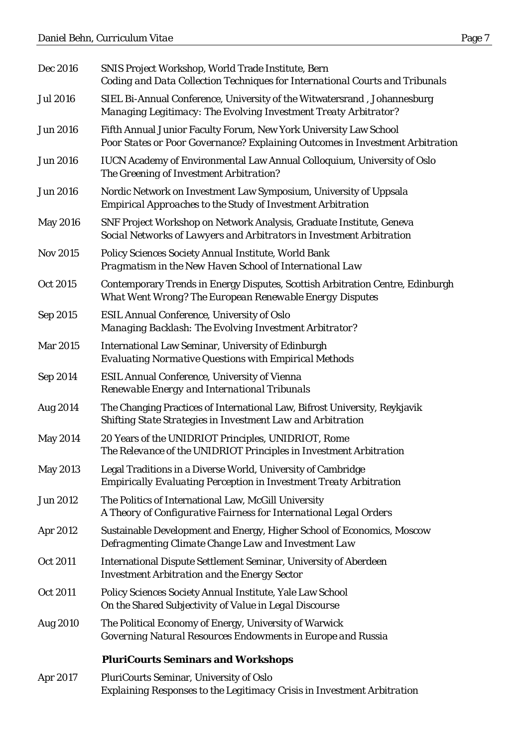Dec 2016 SNIS Project Workshop, World Trade Institute, Bern
*Coding and Data Collection Techniques for International Courts and Tribunals*

Jul 2016 SIEL Bi-Annual Conference, University of the Witwatersrand , Johannesburg
*Managing Legitimacy: The Evolving Investment Treaty Arbitrator?*

Jun 2016 Fifth Annual Junior Faculty Forum, New York University Law School
*Poor States or Poor Governance? Explaining Outcomes in Investment Arbitration*

Jun 2016 IUCN Academy of Environmental Law Annual Colloquium, University of Oslo
*The Greening of Investment Arbitration?*

Jun 2016 Nordic Network on Investment Law Symposium, University of Uppsala
*Empirical Approaches to the Study of Investment Arbitration*

May 2016 SNF Project Workshop on Network Analysis, Graduate Institute, Geneva
*Social Networks of Lawyers and Arbitrators in Investment Arbitration*

Nov 2015 Policy Sciences Society Annual Institute, World Bank
*Pragmatism in the New Haven School of International Law*

Oct 2015 Contemporary Trends in Energy Disputes, Scottish Arbitration Centre, Edinburgh
*What Went Wrong? The European Renewable Energy Disputes*

Sep 2015 ESIL Annual Conference, University of Oslo
*Managing Backlash: The Evolving Investment Arbitrator?*

Mar 2015 International Law Seminar, University of Edinburgh
*Evaluating Normative Questions with Empirical Methods*

Sep 2014 ESIL Annual Conference, University of Vienna
*Renewable Energy and International Tribunals*

Aug 2014 The Changing Practices of International Law, Bifrost University, Reykjavik
*Shifting State Strategies in Investment Law and Arbitration*

May 2014 20 Years of the UNIDRIOT Principles, UNIDRIOT, Rome
*The Relevance of the UNIDRIOT Principles in Investment Arbitration*

May 2013 Legal Traditions in a Diverse World, University of Cambridge
*Empirically Evaluating Perception in Investment Treaty Arbitration*

Jun 2012 The Politics of International Law, McGill University
*A Theory of Configurative Fairness for International Legal Orders*

Apr 2012 Sustainable Development and Energy, Higher School of Economics, Moscow
*Defragmenting Climate Change Law and Investment Law*

Oct 2011 International Dispute Settlement Seminar, University of Aberdeen
*Investment Arbitration and the Energy Sector*

Oct 2011 Policy Sciences Society Annual Institute, Yale Law School
*On the Shared Subjectivity of Value in Legal Discourse*

Aug 2010 The Political Economy of Energy, University of Warwick
*Governing Natural Resources Endowments in Europe and Russia*

**PluriCourts Seminars and Workshops**

Apr 2017 PluriCourts Seminar, University of Oslo
*Explaining Responses to the Legitimacy Crisis in Investment Arbitration*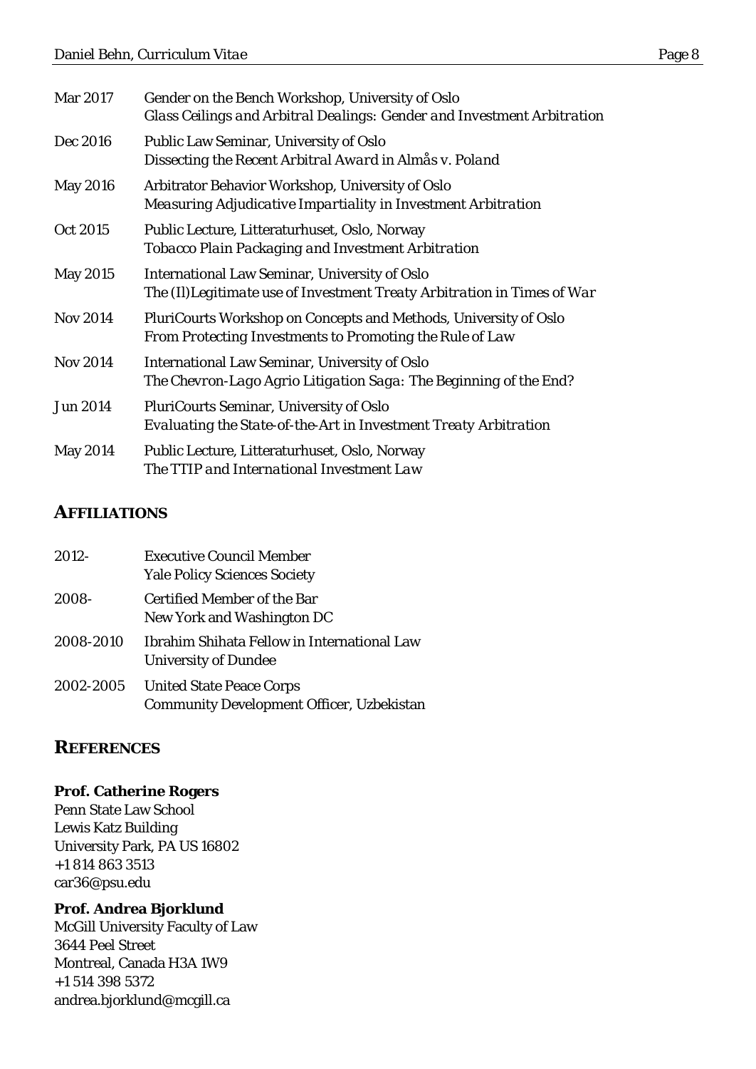| | | |
|---|---|---|
| Mar 2017 | Gender on the Bench Workshop, University of Oslo<br>*Glass Ceilings and Arbitral Dealings: Gender and Investment Arbitration* |
| Dec 2016 | Public Law Seminar, University of Oslo<br>*Dissecting the Recent Arbitral Award in Almås v. Poland* |
| May 2016 | Arbitrator Behavior Workshop, University of Oslo<br>*Measuring Adjudicative Impartiality in Investment Arbitration* |
| Oct 2015 | Public Lecture, Litteraturhuset, Oslo, Norway<br>*Tobacco Plain Packaging and Investment Arbitration* |
| May 2015 | International Law Seminar, University of Oslo<br>*The (Il)Legitimate use of Investment Treaty Arbitration in Times of War* |
| Nov 2014 | PluriCourts Workshop on Concepts and Methods, University of Oslo<br>*From Protecting Investments to Promoting the Rule of Law* |
| Nov 2014 | International Law Seminar, University of Oslo<br>*The Chevron-Lago Agrio Litigation Saga: The Beginning of the End?* |
| Jun 2014 | PluriCourts Seminar, University of Oslo<br>*Evaluating the State-of-the-Art in Investment Treaty Arbitration* |
| May 2014 | Public Lecture, Litteraturhuset, Oslo, Norway<br>*The TTIP and International Investment Law* |

## AFFILIATIONS

| | |
|---|---|
| 2012- | Executive Council Member<br>Yale Policy Sciences Society |
| 2008- | Certified Member of the Bar<br>New York and Washington DC |
| 2008-2010 | Ibrahim Shihata Fellow in International Law<br>University of Dundee |
| 2002-2005 | United State Peace Corps<br>Community Development Officer, Uzbekistan |

## REFERENCES

**Prof. Catherine Rogers**
Penn State Law School
Lewis Katz Building
University Park, PA US 16802
+1 814 863 3513
car36@psu.edu

**Prof. Andrea Bjorklund**
McGill University Faculty of Law
3644 Peel Street
Montreal, Canada H3A 1W9
+1 514 398 5372
andrea.bjorklund@mcgill.ca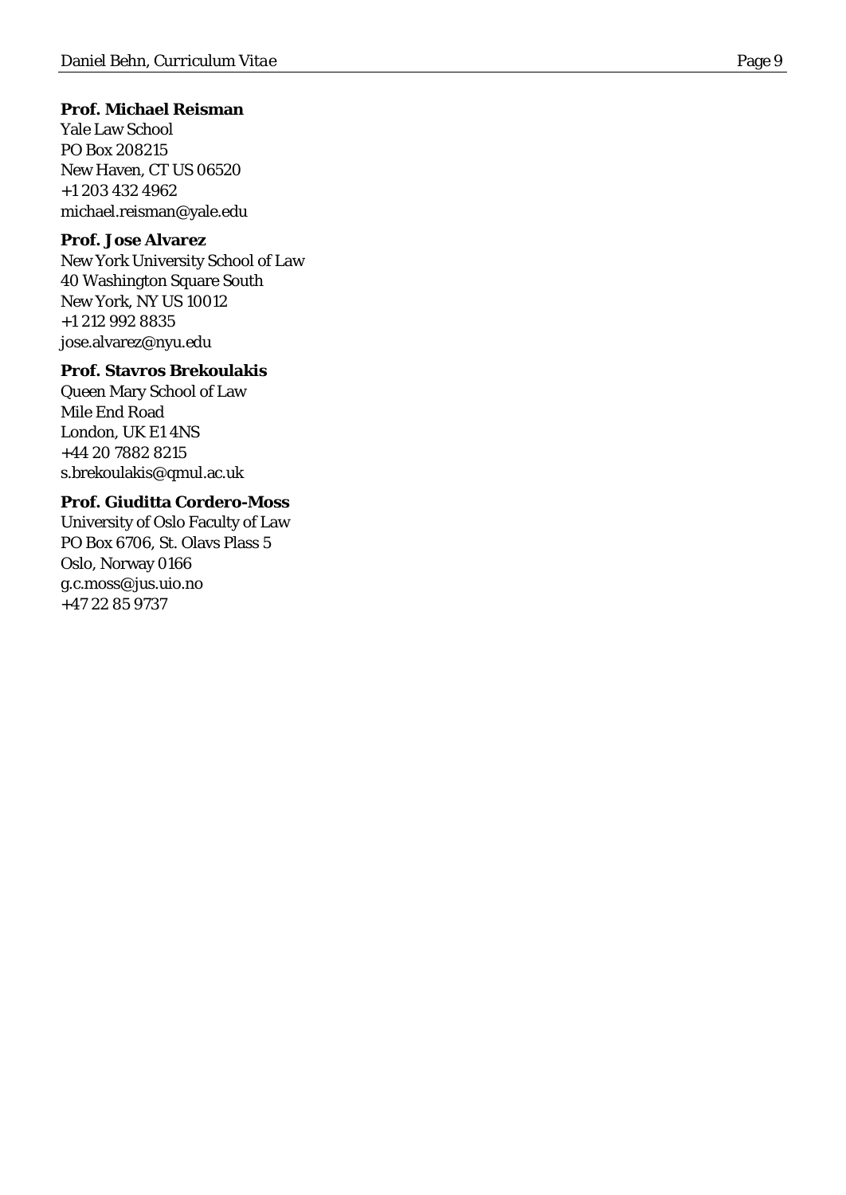**Prof. Michael Reisman**
Yale Law School
PO Box 208215
New Haven, CT US 06520
+1 203 432 4962
michael.reisman@yale.edu

**Prof. Jose Alvarez**
New York University School of Law
40 Washington Square South
New York, NY US 10012
+1 212 992 8835
jose.alvarez@nyu.edu

**Prof. Stavros Brekoulakis**
Queen Mary School of Law
Mile End Road
London, UK E1 4NS
+44 20 7882 8215
s.brekoulakis@qmul.ac.uk

**Prof. Giuditta Cordero-Moss**
University of Oslo Faculty of Law
PO Box 6706, St. Olavs Plass 5
Oslo, Norway 0166
g.c.moss@jus.uio.no
+47 22 85 9737